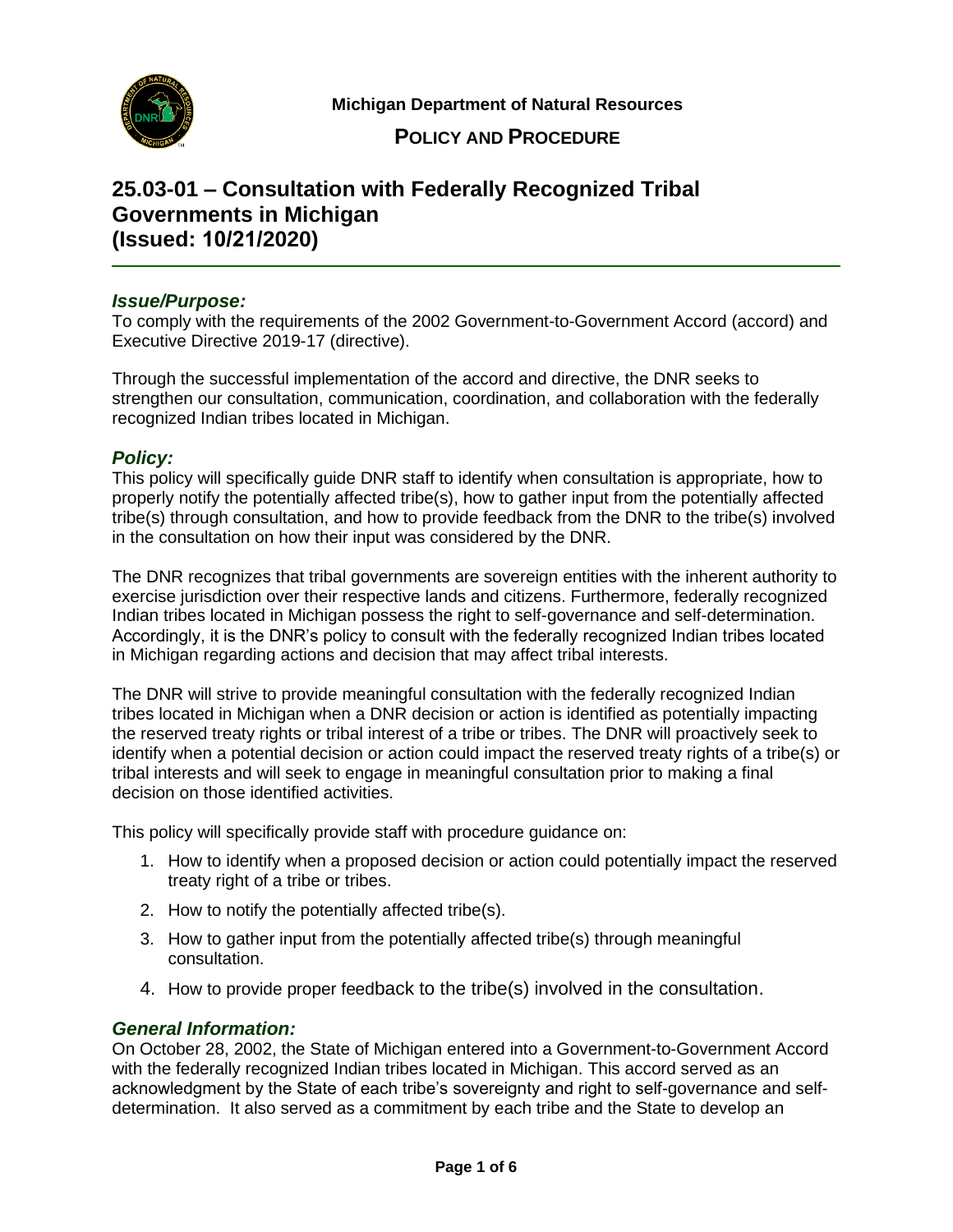**Michigan Department of Natural Resources**

**POLICY AND PROCEDURE**

# 25.03-01 – Consultation with Federally Recognized Tribal Governments in Michigan (Issued: 10/21/2020)

### *Issue/Purpose:*

To comply with the requirements of the 2002 Government-to-Government Accord (accord) and Executive Directive 2019-17 (directive).

Through the successful implementation of the accord and directive, the DNR seeks to strengthen our consultation, communication, coordination, and collaboration with the federally recognized Indian tribes located in Michigan.

### *Policy:*

This policy will specifically guide DNR staff to identify when consultation is appropriate, how to properly notify the potentially affected tribe(s), how to gather input from the potentially affected tribe(s) through consultation, and how to provide feedback from the DNR to the tribe(s) involved in the consultation on how their input was considered by the DNR.

The DNR recognizes that tribal governments are sovereign entities with the inherent authority to exercise jurisdiction over their respective lands and citizens. Furthermore, federally recognized Indian tribes located in Michigan possess the right to self-governance and self-determination. Accordingly, it is the DNR's policy to consult with the federally recognized Indian tribes located in Michigan regarding actions and decision that may affect tribal interests.

The DNR will strive to provide meaningful consultation with the federally recognized Indian tribes located in Michigan when a DNR decision or action is identified as potentially impacting the reserved treaty rights or tribal interest of a tribe or tribes. The DNR will proactively seek to identify when a potential decision or action could impact the reserved treaty rights of a tribe(s) or tribal interests and will seek to engage in meaningful consultation prior to making a final decision on those identified activities.

This policy will specifically provide staff with procedure guidance on:

1. How to identify when a proposed decision or action could potentially impact the reserved treaty right of a tribe or tribes.
2. How to notify the potentially affected tribe(s).
3. How to gather input from the potentially affected tribe(s) through meaningful consultation.
4. How to provide proper feedback to the tribe(s) involved in the consultation.

### *General Information:*

On October 28, 2002, the State of Michigan entered into a Government-to-Government Accord with the federally recognized Indian tribes located in Michigan. This accord served as an acknowledgment by the State of each tribe's sovereignty and right to self-governance and self-determination. It also served as a commitment by each tribe and the State to develop an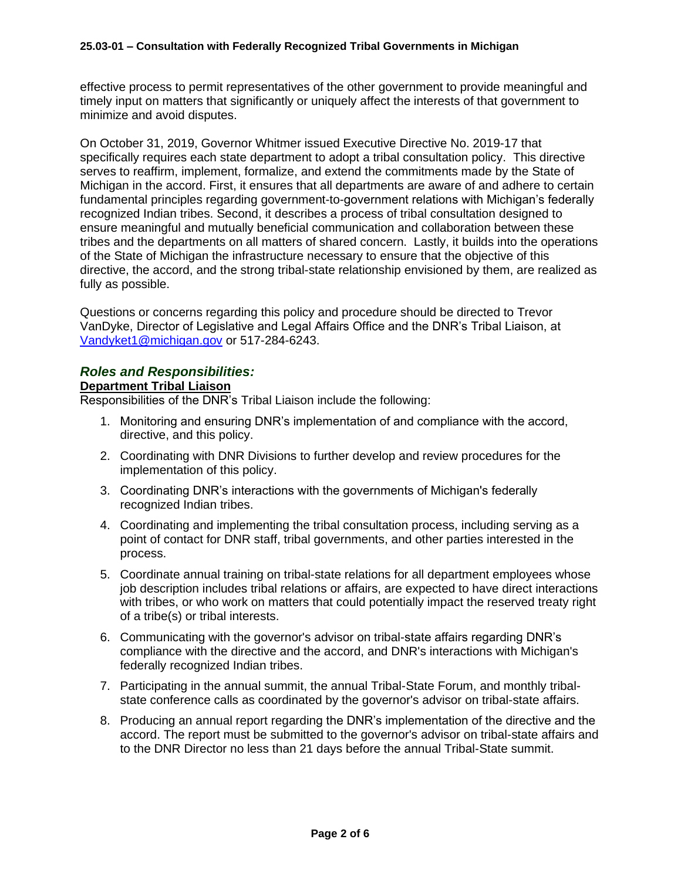effective process to permit representatives of the other government to provide meaningful and timely input on matters that significantly or uniquely affect the interests of that government to minimize and avoid disputes.

On October 31, 2019, Governor Whitmer issued Executive Directive No. 2019-17 that specifically requires each state department to adopt a tribal consultation policy. This directive serves to reaffirm, implement, formalize, and extend the commitments made by the State of Michigan in the accord. First, it ensures that all departments are aware of and adhere to certain fundamental principles regarding government-to-government relations with Michigan's federally recognized Indian tribes. Second, it describes a process of tribal consultation designed to ensure meaningful and mutually beneficial communication and collaboration between these tribes and the departments on all matters of shared concern. Lastly, it builds into the operations of the State of Michigan the infrastructure necessary to ensure that the objective of this directive, the accord, and the strong tribal-state relationship envisioned by them, are realized as fully as possible.

Questions or concerns regarding this policy and procedure should be directed to Trevor VanDyke, Director of Legislative and Legal Affairs Office and the DNR's Tribal Liaison, at [Vandyket1@michigan.gov](mailto:Vandyket1@michigan.gov) or 517-284-6243.

## *Roles and Responsibilities:*

**Department Tribal Liaison**

Responsibilities of the DNR's Tribal Liaison include the following:

1. Monitoring and ensuring DNR's implementation of and compliance with the accord, directive, and this policy.
2. Coordinating with DNR Divisions to further develop and review procedures for the implementation of this policy.
3. Coordinating DNR's interactions with the governments of Michigan's federally recognized Indian tribes.
4. Coordinating and implementing the tribal consultation process, including serving as a point of contact for DNR staff, tribal governments, and other parties interested in the process.
5. Coordinate annual training on tribal-state relations for all department employees whose job description includes tribal relations or affairs, are expected to have direct interactions with tribes, or who work on matters that could potentially impact the reserved treaty right of a tribe(s) or tribal interests.
6. Communicating with the governor's advisor on tribal-state affairs regarding DNR's compliance with the directive and the accord, and DNR's interactions with Michigan's federally recognized Indian tribes.
7. Participating in the annual summit, the annual Tribal-State Forum, and monthly tribal-state conference calls as coordinated by the governor's advisor on tribal-state affairs.
8. Producing an annual report regarding the DNR's implementation of the directive and the accord. The report must be submitted to the governor's advisor on tribal-state affairs and to the DNR Director no less than 21 days before the annual Tribal-State summit.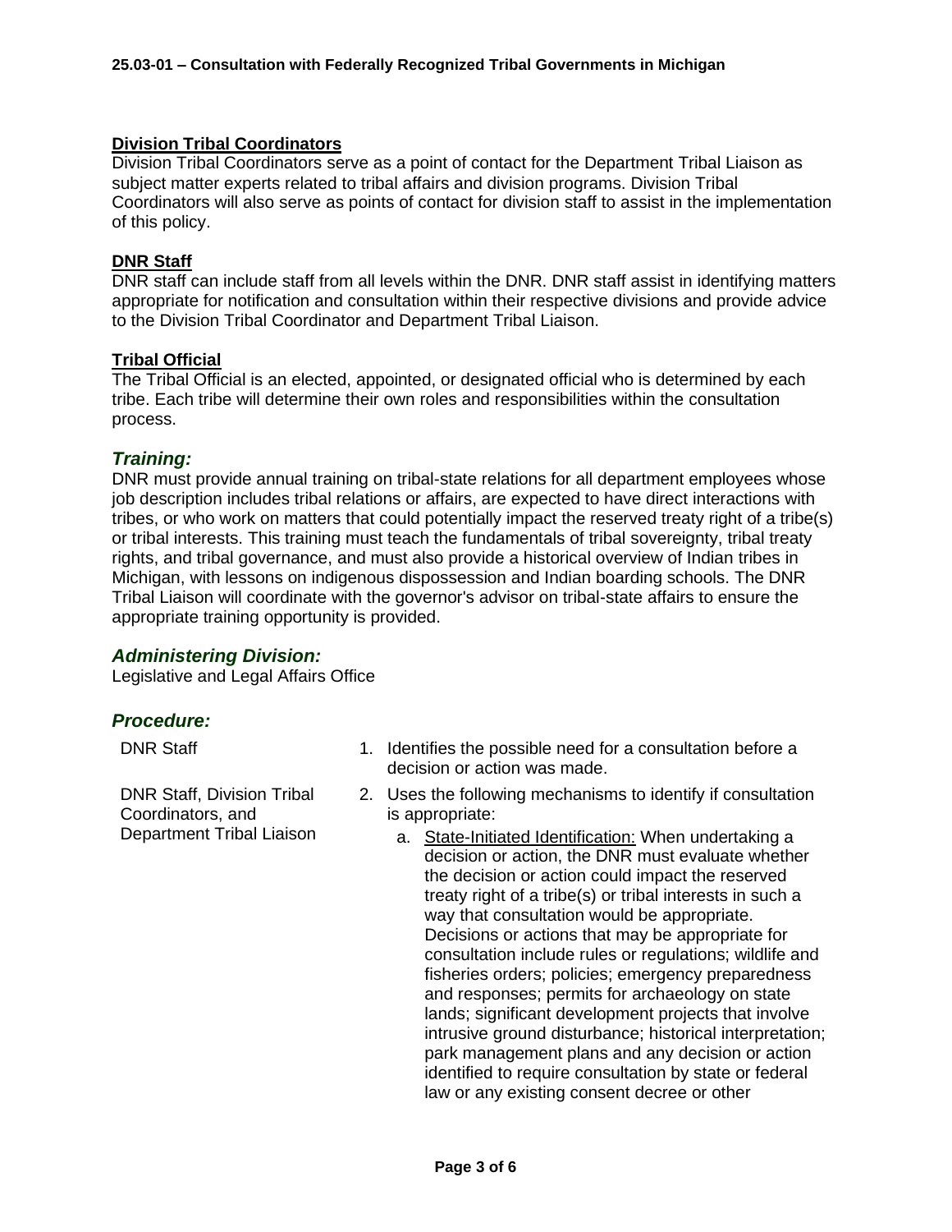**Division Tribal Coordinators**
Division Tribal Coordinators serve as a point of contact for the Department Tribal Liaison as subject matter experts related to tribal affairs and division programs. Division Tribal Coordinators will also serve as points of contact for division staff to assist in the implementation of this policy.

**DNR Staff**
DNR staff can include staff from all levels within the DNR. DNR staff assist in identifying matters appropriate for notification and consultation within their respective divisions and provide advice to the Division Tribal Coordinator and Department Tribal Liaison.

**Tribal Official**
The Tribal Official is an elected, appointed, or designated official who is determined by each tribe. Each tribe will determine their own roles and responsibilities within the consultation process.

## *Training:*

DNR must provide annual training on tribal-state relations for all department employees whose job description includes tribal relations or affairs, are expected to have direct interactions with tribes, or who work on matters that could potentially impact the reserved treaty right of a tribe(s) or tribal interests. This training must teach the fundamentals of tribal sovereignty, tribal treaty rights, and tribal governance, and must also provide a historical overview of Indian tribes in Michigan, with lessons on indigenous dispossession and Indian boarding schools. The DNR Tribal Liaison will coordinate with the governor's advisor on tribal-state affairs to ensure the appropriate training opportunity is provided.

## *Administering Division:*

Legislative and Legal Affairs Office

## *Procedure:*

DNR Staff

1. Identifies the possible need for a consultation before a decision or action was made.

DNR Staff, Division Tribal Coordinators, and Department Tribal Liaison

2. Uses the following mechanisms to identify if consultation is appropriate:
   a. State-Initiated Identification: When undertaking a decision or action, the DNR must evaluate whether the decision or action could impact the reserved treaty right of a tribe(s) or tribal interests in such a way that consultation would be appropriate. Decisions or actions that may be appropriate for consultation include rules or regulations; wildlife and fisheries orders; policies; emergency preparedness and responses; permits for archaeology on state lands; significant development projects that involve intrusive ground disturbance; historical interpretation; park management plans and any decision or action identified to require consultation by state or federal law or any existing consent decree or other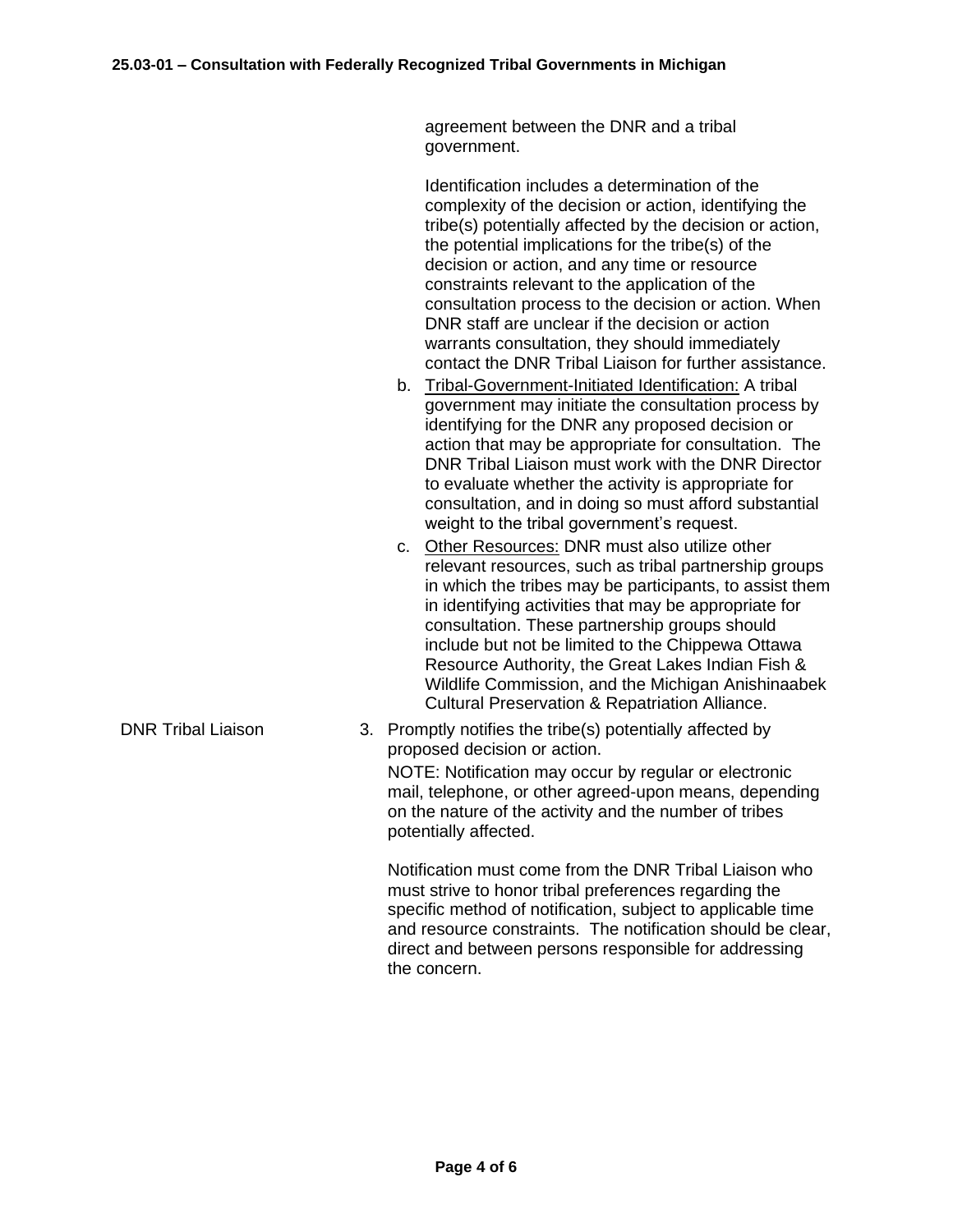agreement between the DNR and a tribal government.

Identification includes a determination of the complexity of the decision or action, identifying the tribe(s) potentially affected by the decision or action, the potential implications for the tribe(s) of the decision or action, and any time or resource constraints relevant to the application of the consultation process to the decision or action. When DNR staff are unclear if the decision or action warrants consultation, they should immediately contact the DNR Tribal Liaison for further assistance.

b. Tribal-Government-Initiated Identification: A tribal government may initiate the consultation process by identifying for the DNR any proposed decision or action that may be appropriate for consultation. The DNR Tribal Liaison must work with the DNR Director to evaluate whether the activity is appropriate for consultation, and in doing so must afford substantial weight to the tribal government's request.

c. Other Resources: DNR must also utilize other relevant resources, such as tribal partnership groups in which the tribes may be participants, to assist them in identifying activities that may be appropriate for consultation. These partnership groups should include but not be limited to the Chippewa Ottawa Resource Authority, the Great Lakes Indian Fish & Wildlife Commission, and the Michigan Anishinaabek Cultural Preservation & Repatriation Alliance.

**DNR Tribal Liaison**

3. Promptly notifies the tribe(s) potentially affected by proposed decision or action.

   NOTE: Notification may occur by regular or electronic mail, telephone, or other agreed-upon means, depending on the nature of the activity and the number of tribes potentially affected.

   Notification must come from the DNR Tribal Liaison who must strive to honor tribal preferences regarding the specific method of notification, subject to applicable time and resource constraints. The notification should be clear, direct and between persons responsible for addressing the concern.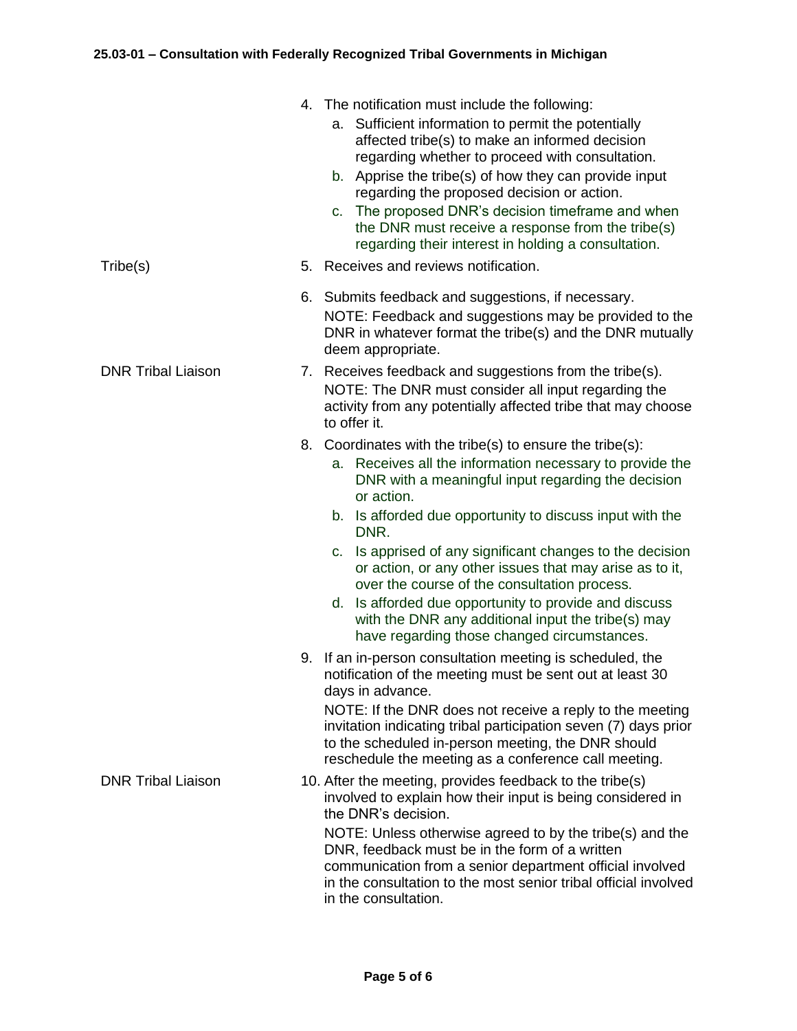4. The notification must include the following:
    a. Sufficient information to permit the potentially affected tribe(s) to make an informed decision regarding whether to proceed with consultation.
    b. Apprise the tribe(s) of how they can provide input regarding the proposed decision or action.
    c. The proposed DNR's decision timeframe and when the DNR must receive a response from the tribe(s) regarding their interest in holding a consultation.

**Tribe(s)**

5. Receives and reviews notification.
6. Submits feedback and suggestions, if necessary.
   NOTE: Feedback and suggestions may be provided to the DNR in whatever format the tribe(s) and the DNR mutually deem appropriate.

**DNR Tribal Liaison**

7. Receives feedback and suggestions from the tribe(s).
   NOTE: The DNR must consider all input regarding the activity from any potentially affected tribe that may choose to offer it.
8. Coordinates with the tribe(s) to ensure the tribe(s):
    a. Receives all the information necessary to provide the DNR with a meaningful input regarding the decision or action.
    b. Is afforded due opportunity to discuss input with the DNR.
    c. Is apprised of any significant changes to the decision or action, or any other issues that may arise as to it, over the course of the consultation process.
    d. Is afforded due opportunity to provide and discuss with the DNR any additional input the tribe(s) may have regarding those changed circumstances.
9. If an in-person consultation meeting is scheduled, the notification of the meeting must be sent out at least 30 days in advance.
   NOTE: If the DNR does not receive a reply to the meeting invitation indicating tribal participation seven (7) days prior to the scheduled in-person meeting, the DNR should reschedule the meeting as a conference call meeting.

**DNR Tribal Liaison**

10. After the meeting, provides feedback to the tribe(s) involved to explain how their input is being considered in the DNR's decision.
    NOTE: Unless otherwise agreed to by the tribe(s) and the DNR, feedback must be in the form of a written communication from a senior department official involved in the consultation to the most senior tribal official involved in the consultation.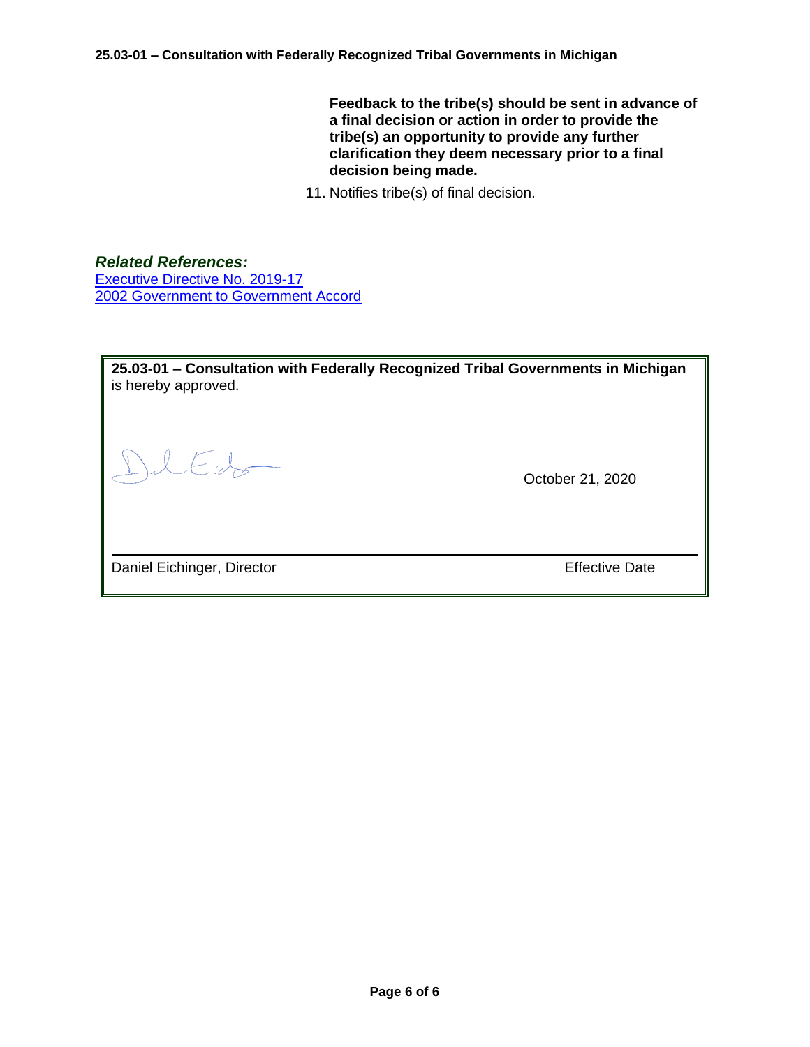**Feedback to the tribe(s) should be sent in advance of a final decision or action in order to provide the tribe(s) an opportunity to provide any further clarification they deem necessary prior to a final decision being made.**

11. Notifies tribe(s) of final decision.

***Related References:***

[Executive Directive No. 2019-17]

[2002 Government to Government Accord]

| | |
|---|---|
| **25.03-01 – Consultation with Federally Recognized Tribal Governments in Michigan** is hereby approved. | |
| | October 21, 2020 |
| Daniel Eichinger, Director | Effective Date |